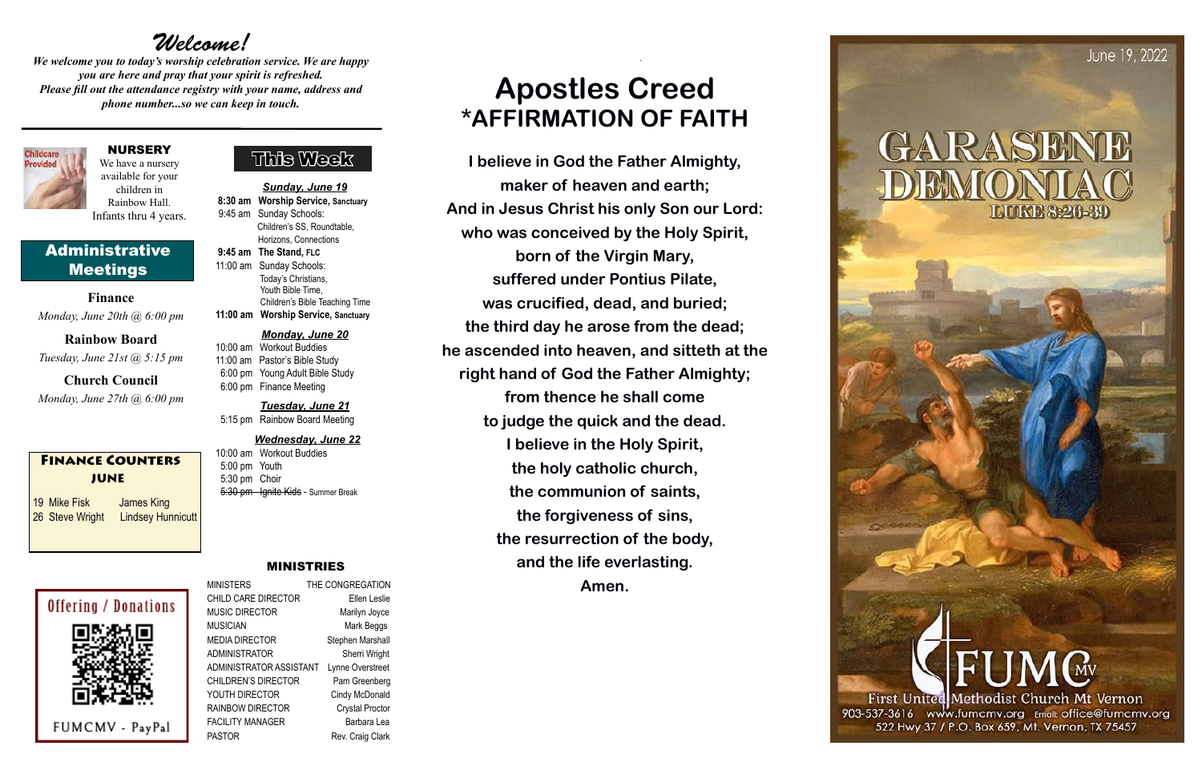# Welcome!

*We welcome you to today's worship celebration service. We are happy you are here and pray that your spirit is refreshed. Please fill out the attendance registry with your name, address and phone number...so we can keep in touch.*

**NURSERY**

Childcare Provided

We have a nursery available for your children in Rainbow Hall. Infants thru 4 years.

## Administrative Meetings

**Finance**
*Monday, June 20th @ 6:00 pm*

**Rainbow Board**
*Tuesday, June 21st @ 5:15 pm*

**Church Council**
*Monday, June 27th @ 6:00 pm*

### Finance Counters June

| | | |
|---|---|---|
| 19 | Mike Fisk | James King |
| 26 | Steve Wright | Lindsey Hunnicutt |

### Offering / Donations

FUMCMV - PayPal

## This Week

***Sunday, June 19***

- **8:30 am Worship Service, Sanctuary**
- 9:45 am Sunday Schools: Children's SS, Roundtable, Horizons, Connections
- **9:45 am The Stand, FLC**
- 11:00 am Sunday Schools: Today's Christians, Youth Bible Time, Children's Bible Teaching Time
- **11:00 am Worship Service, Sanctuary**

***Monday, June 20***

- 10:00 am Workout Buddies
- 11:00 am Pastor's Bible Study
- 6:00 pm Young Adult Bible Study
- 6:00 pm Finance Meeting

***Tuesday, June 21***

- 5:15 pm Rainbow Board Meeting

***Wednesday, June 22***

- 10:00 am Workout Buddies
- 5:00 pm Youth
- 5:30 pm Choir
- ~~5:30 pm Ignite Kids~~ - Summer Break

### MINISTRIES

| | |
|---|---|
| MINISTERS | THE CONGREGATION |
| CHILD CARE DIRECTOR | Ellen Leslie |
| MUSIC DIRECTOR | Marilyn Joyce |
| MUSICIAN | Mark Beggs |
| MEDIA DIRECTOR | Stephen Marshall |
| ADMINISTRATOR | Sherri Wright |
| ADMINISTRATOR ASSISTANT | Lynne Overstreet |
| CHILDREN'S DIRECTOR | Pam Greenberg |
| YOUTH DIRECTOR | Cindy McDonald |
| RAINBOW DIRECTOR | Crystal Proctor |
| FACILITY MANAGER | Barbara Lea |
| PASTOR | Rev. Craig Clark |

# Apostles Creed
## *AFFIRMATION OF FAITH

**I believe in God the Father Almighty,
maker of heaven and earth;
And in Jesus Christ his only Son our Lord:
who was conceived by the Holy Spirit,
born of the Virgin Mary,
suffered under Pontius Pilate,
was crucified, dead, and buried;
the third day he arose from the dead;
he ascended into heaven, and sitteth at the
right hand of God the Father Almighty;
from thence he shall come
to judge the quick and the dead.
I believe in the Holy Spirit,
the holy catholic church,
the communion of saints,
the forgiveness of sins,
the resurrection of the body,
and the life everlasting.
Amen.**

June 19, 2022

# GARASENE DEMONIAC
### LUKE 8:26-39

FUMC MV
First United Methodist Church Mt Vernon
903-537-3616 www.fumcmv.org Email: office@fumcmv.org
522 Hwy 37 / P.O. Box 659, Mt. Vernon, TX 75457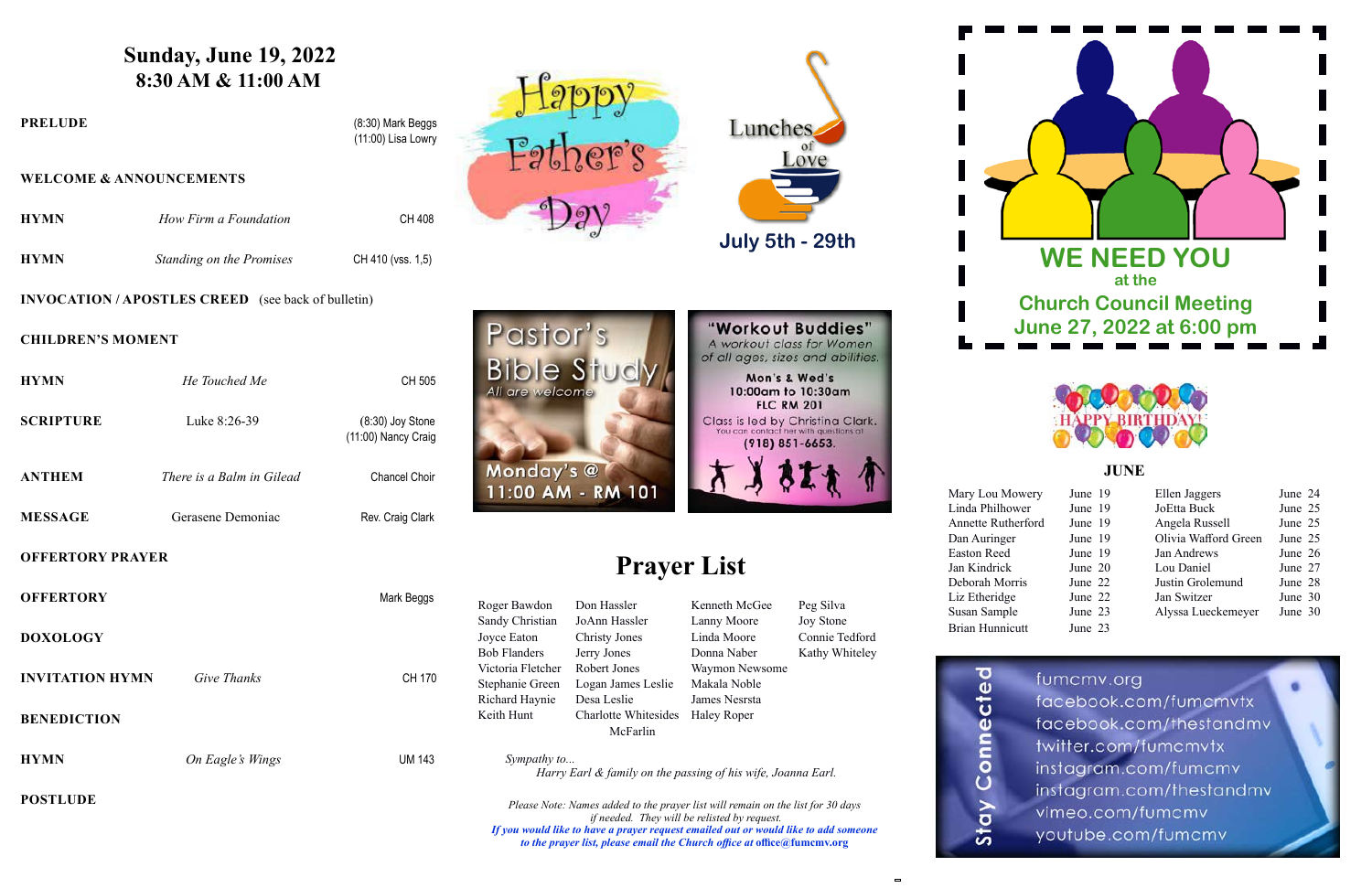# Sunday, June 19, 2022
## 8:30 AM & 11:00 AM

| | | |
|---|---|---|
| **PRELUDE** | | (8:30) Mark Beggs<br>(11:00) Lisa Lowry |
| **WELCOME & ANNOUNCEMENTS** | | |
| **HYMN** | *How Firm a Foundation* | CH 408 |
| **HYMN** | *Standing on the Promises* | CH 410 (vss. 1,5) |
| **INVOCATION / APOSTLES CREED** (see back of bulletin) | | |
| **CHILDREN'S MOMENT** | | |
| **HYMN** | *He Touched Me* | CH 505 |
| **SCRIPTURE** | Luke 8:26-39 | (8:30) Joy Stone<br>(11:00) Nancy Craig |
| **ANTHEM** | *There is a Balm in Gilead* | Chancel Choir |
| **MESSAGE** | Gerasene Demoniac | Rev. Craig Clark |
| **OFFERTORY PRAYER** | | |
| **OFFERTORY** | | Mark Beggs |
| **DOXOLOGY** | | |
| **INVITATION HYMN** | *Give Thanks* | CH 170 |
| **BENEDICTION** | | |
| **HYMN** | *On Eagle's Wings* | UM 143 |
| **POSTLUDE** | | |

Happy Father's Day

Lunches of Love

July 5th - 29th

Pastor's Bible Study

All are welcome

Monday's @ 11:00 AM - RM 101

"Workout Buddies"

A workout class for Women of all ages, sizes and abilities.

Mon's & Wed's
10:00am to 10:30am
FLC RM 201

Class is led by Christina Clark.
You can contact her with questions at
(918) 851-6653.

## Prayer List

| | | | |
|---|---|---|---|
| Roger Bawdon | Don Hassler | Kenneth McGee | Peg Silva |
| Sandy Christian | JoAnn Hassler | Lanny Moore | Joy Stone |
| Joyce Eaton | Christy Jones | Linda Moore | Connie Tedford |
| Bob Flanders | Jerry Jones | Donna Naber | Kathy Whiteley |
| Victoria Fletcher | Robert Jones | Waymon Newsome | |
| Stephanie Green | Logan James Leslie | Makala Noble | |
| Richard Haynie | Desa Leslie | James Nesrsta | |
| Keith Hunt | Charlotte Whitesides McFarlin | Haley Roper | |

*Sympathy to...*
*Harry Earl & family on the passing of his wife, Joanna Earl.*

*Please Note: Names added to the prayer list will remain on the list for 30 days if needed. They will be relisted by request.*
***If you would like to have a prayer request emailed out or would like to add someone to the prayer list, please email the Church office at* office@fumcmv.org**

**WE NEED YOU**
at the
**Church Council Meeting**
**June 27, 2022 at 6:00 pm**

HAPPY BIRTHDAY!

### JUNE

| | | | |
|---|---|---|---|
| Mary Lou Mowery | June 19 | Ellen Jaggers | June 24 |
| Linda Philhower | June 19 | JoEtta Buck | June 25 |
| Annette Rutherford | June 19 | Angela Russell | June 25 |
| Dan Auringer | June 19 | Olivia Wafford Green | June 25 |
| Easton Reed | June 19 | Jan Andrews | June 26 |
| Jan Kindrick | June 20 | Lou Daniel | June 27 |
| Deborah Morris | June 22 | Justin Grolemund | June 28 |
| Liz Etheridge | June 22 | Jan Switzer | June 30 |
| Susan Sample | June 23 | Alyssa Lueckemeyer | June 30 |
| Brian Hunnicutt | June 23 | | |

Stay Connected

fumcmv.org
facebook.com/fumcmvtx
facebook.com/thestandmv
twitter.com/fumcmvtx
instagram.com/fumcmv
instagram.com/thestandmv
vimeo.com/fumcmv
youtube.com/fumcmv